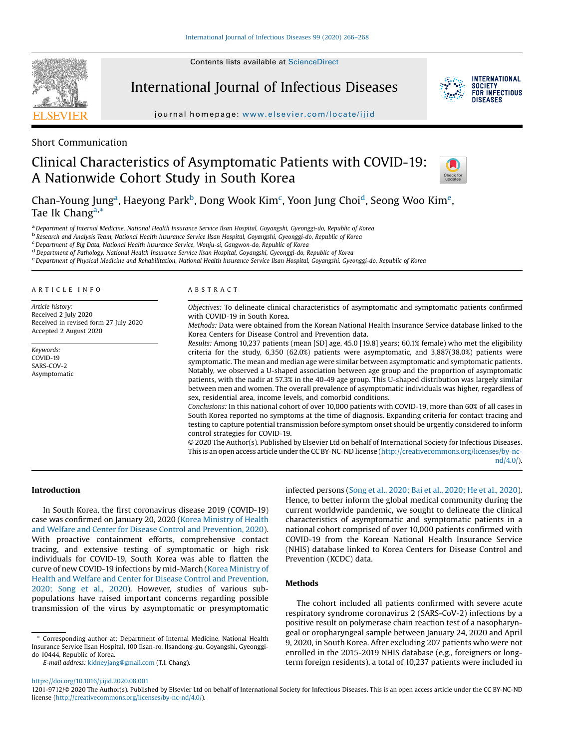Short Communication

# Clinical Characteristics of Asymptomatic Patients with COVID-19: A Nationwide Cohort Study in South Korea

Chan-Young Jung[a], Haeyong Park[b], Dong Wook Kim[c], Yoon Jung Choi[d], Seong Woo Kim[e], Tae Ik Chang[a,*]

[a] Department of Internal Medicine, National Health Insurance Service Ilsan Hospital, Goyangshi, Gyeonggi-do, Republic of Korea
[b] Research and Analysis Team, National Health Insurance Service Ilsan Hospital, Goyangshi, Gyeonggi-do, Republic of Korea
[c] Department of Big Data, National Health Insurance Service, Wonju-si, Gangwon-do, Republic of Korea
[d] Department of Pathology, National Health Insurance Service Ilsan Hospital, Goyangshi, Gyeonggi-do, Republic of Korea
[e] Department of Physical Medicine and Rehabilitation, National Health Insurance Service Ilsan Hospital, Goyangshi, Gyeonggi-do, Republic of Korea

## ARTICLE INFO

*Article history:*
Received 2 July 2020
Received in revised form 27 July 2020
Accepted 2 August 2020

*Keywords:*
COVID-19
SARS-COV-2
Asymptomatic

## ABSTRACT

*Objectives:* To delineate clinical characteristics of asymptomatic and symptomatic patients confirmed with COVID-19 in South Korea.

*Methods:* Data were obtained from the Korean National Health Insurance Service database linked to the Korea Centers for Disease Control and Prevention data.

*Results:* Among 10,237 patients (mean [SD] age, 45.0 [19.8] years; 60.1% female) who met the eligibility criteria for the study, 6,350 (62.0%) patients were asymptomatic, and 3,887(38.0%) patients were symptomatic. The mean and median age were similar between asymptomatic and symptomatic patients. Notably, we observed a U-shaped association between age group and the proportion of asymptomatic patients, with the nadir at 57.3% in the 40-49 age group. This U-shaped distribution was largely similar between men and women. The overall prevalence of asymptomatic individuals was higher, regardless of sex, residential area, income levels, and comorbid conditions.

*Conclusions:* In this national cohort of over 10,000 patients with COVID-19, more than 60% of all cases in South Korea reported no symptoms at the time of diagnosis. Expanding criteria for contact tracing and testing to capture potential transmission before symptom onset should be urgently considered to inform control strategies for COVID-19.

© 2020 The Author(s). Published by Elsevier Ltd on behalf of International Society for Infectious Diseases. This is an open access article under the CC BY-NC-ND license (http://creativecommons.org/licenses/by-nc-nd/4.0/).

## Introduction

In South Korea, the first coronavirus disease 2019 (COVID-19) case was confirmed on January 20, 2020 (Korea Ministry of Health and Welfare and Center for Disease Control and Prevention, 2020). With proactive containment efforts, comprehensive contact tracing, and extensive testing of symptomatic or high risk individuals for COVID-19, South Korea was able to flatten the curve of new COVID-19 infections by mid-March (Korea Ministry of Health and Welfare and Center for Disease Control and Prevention, 2020; Song et al., 2020). However, studies of various sub-populations have raised important concerns regarding possible transmission of the virus by asymptomatic or presymptomatic infected persons (Song et al., 2020; Bai et al., 2020; He et al., 2020). Hence, to better inform the global medical community during the current worldwide pandemic, we sought to delineate the clinical characteristics of asymptomatic and symptomatic patients in a national cohort comprised of over 10,000 patients confirmed with COVID-19 from the Korean National Health Insurance Service (NHIS) database linked to Korea Centers for Disease Control and Prevention (KCDC) data.

## Methods

The cohort included all patients confirmed with severe acute respiratory syndrome coronavirus 2 (SARS-CoV-2) infections by a positive result on polymerase chain reaction test of a nasopharyngeal or oropharyngeal sample between January 24, 2020 and April 9, 2020, in South Korea. After excluding 207 patients who were not enrolled in the 2015-2019 NHIS database (e.g., foreigners or long-term foreign residents), a total of 10,237 patients were included in

\* Corresponding author at: Department of Internal Medicine, National Health Insurance Service Ilsan Hospital, 100 Ilsan-ro, Ilsandong-gu, Goyangshi, Gyeonggi-do 10444, Republic of Korea.
*E-mail address:* kidneyjang@gmail.com (T.I. Chang).

https://doi.org/10.1016/j.ijid.2020.08.001
1201-9712/© 2020 The Author(s). Published by Elsevier Ltd on behalf of International Society for Infectious Diseases. This is an open access article under the CC BY-NC-ND license (http://creativecommons.org/licenses/by-nc-nd/4.0/).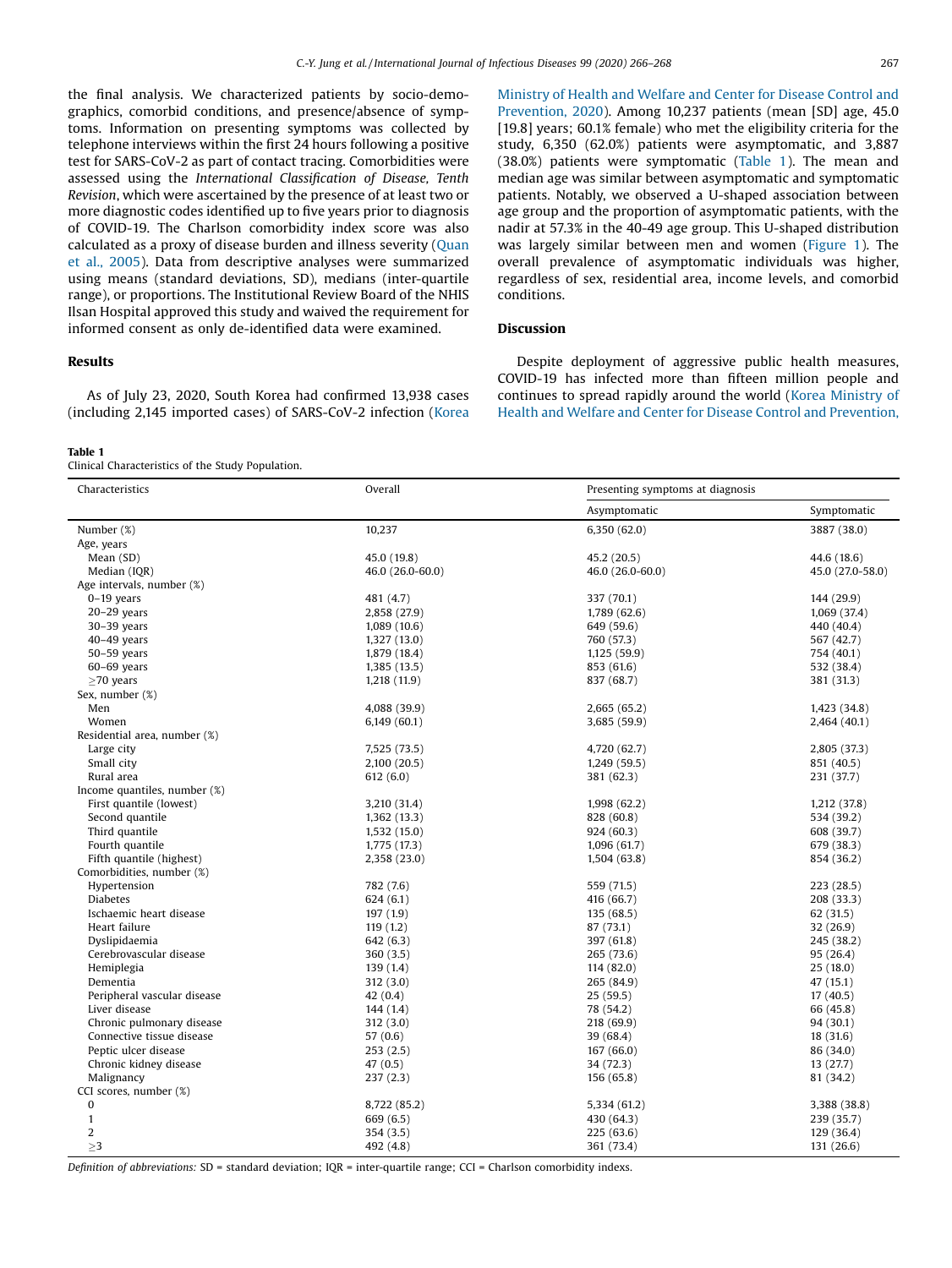the final analysis. We characterized patients by socio-demographics, comorbid conditions, and presence/absence of symptoms. Information on presenting symptoms was collected by telephone interviews within the first 24 hours following a positive test for SARS-CoV-2 as part of contact tracing. Comorbidities were assessed using the *International Classification of Disease, Tenth Revision*, which were ascertained by the presence of at least two or more diagnostic codes identified up to five years prior to diagnosis of COVID-19. The Charlson comorbidity index score was also calculated as a proxy of disease burden and illness severity (Quan et al., 2005). Data from descriptive analyses were summarized using means (standard deviations, SD), medians (inter-quartile range), or proportions. The Institutional Review Board of the NHIS Ilsan Hospital approved this study and waived the requirement for informed consent as only de-identified data were examined.

## Results

As of July 23, 2020, South Korea had confirmed 13,938 cases (including 2,145 imported cases) of SARS-CoV-2 infection (Korea Ministry of Health and Welfare and Center for Disease Control and Prevention, 2020). Among 10,237 patients (mean [SD] age, 45.0 [19.8] years; 60.1% female) who met the eligibility criteria for the study, 6,350 (62.0%) patients were asymptomatic, and 3,887 (38.0%) patients were symptomatic (Table 1). The mean and median age was similar between asymptomatic and symptomatic patients. Notably, we observed a U-shaped association between age group and the proportion of asymptomatic patients, with the nadir at 57.3% in the 40-49 age group. This U-shaped distribution was largely similar between men and women (Figure 1). The overall prevalence of asymptomatic individuals was higher, regardless of sex, residential area, income levels, and comorbid conditions.

## Discussion

Despite deployment of aggressive public health measures, COVID-19 has infected more than fifteen million people and continues to spread rapidly around the world (Korea Ministry of Health and Welfare and Center for Disease Control and Prevention,

**Table 1**
Clinical Characteristics of the Study Population.

| Characteristics | Overall | Presenting symptoms at diagnosis | |
|---|---|---|---|
| | | Asymptomatic | Symptomatic |
| Number (%) | 10,237 | 6,350 (62.0) | 3887 (38.0) |
| Age, years | | | |
| Mean (SD) | 45.0 (19.8) | 45.2 (20.5) | 44.6 (18.6) |
| Median (IQR) | 46.0 (26.0-60.0) | 46.0 (26.0-60.0) | 45.0 (27.0-58.0) |
| Age intervals, number (%) | | | |
| 0–19 years | 481 (4.7) | 337 (70.1) | 144 (29.9) |
| 20–29 years | 2,858 (27.9) | 1,789 (62.6) | 1,069 (37.4) |
| 30–39 years | 1,089 (10.6) | 649 (59.6) | 440 (40.4) |
| 40–49 years | 1,327 (13.0) | 760 (57.3) | 567 (42.7) |
| 50–59 years | 1,879 (18.4) | 1,125 (59.9) | 754 (40.1) |
| 60–69 years | 1,385 (13.5) | 853 (61.6) | 532 (38.4) |
| ≥70 years | 1,218 (11.9) | 837 (68.7) | 381 (31.3) |
| Sex, number (%) | | | |
| Men | 4,088 (39.9) | 2,665 (65.2) | 1,423 (34.8) |
| Women | 6,149 (60.1) | 3,685 (59.9) | 2,464 (40.1) |
| Residential area, number (%) | | | |
| Large city | 7,525 (73.5) | 4,720 (62.7) | 2,805 (37.3) |
| Small city | 2,100 (20.5) | 1,249 (59.5) | 851 (40.5) |
| Rural area | 612 (6.0) | 381 (62.3) | 231 (37.7) |
| Income quantiles, number (%) | | | |
| First quantile (lowest) | 3,210 (31.4) | 1,998 (62.2) | 1,212 (37.8) |
| Second quantile | 1,362 (13.3) | 828 (60.8) | 534 (39.2) |
| Third quantile | 1,532 (15.0) | 924 (60.3) | 608 (39.7) |
| Fourth quantile | 1,775 (17.3) | 1,096 (61.7) | 679 (38.3) |
| Fifth quantile (highest) | 2,358 (23.0) | 1,504 (63.8) | 854 (36.2) |
| Comorbidities, number (%) | | | |
| Hypertension | 782 (7.6) | 559 (71.5) | 223 (28.5) |
| Diabetes | 624 (6.1) | 416 (66.7) | 208 (33.3) |
| Ischaemic heart disease | 197 (1.9) | 135 (68.5) | 62 (31.5) |
| Heart failure | 119 (1.2) | 87 (73.1) | 32 (26.9) |
| Dyslipidaemia | 642 (6.3) | 397 (61.8) | 245 (38.2) |
| Cerebrovascular disease | 360 (3.5) | 265 (73.6) | 95 (26.4) |
| Hemiplegia | 139 (1.4) | 114 (82.0) | 25 (18.0) |
| Dementia | 312 (3.0) | 265 (84.9) | 47 (15.1) |
| Peripheral vascular disease | 42 (0.4) | 25 (59.5) | 17 (40.5) |
| Liver disease | 144 (1.4) | 78 (54.2) | 66 (45.8) |
| Chronic pulmonary disease | 312 (3.0) | 218 (69.9) | 94 (30.1) |
| Connective tissue disease | 57 (0.6) | 39 (68.4) | 18 (31.6) |
| Peptic ulcer disease | 253 (2.5) | 167 (66.0) | 86 (34.0) |
| Chronic kidney disease | 47 (0.5) | 34 (72.3) | 13 (27.7) |
| Malignancy | 237 (2.3) | 156 (65.8) | 81 (34.2) |
| CCI scores, number (%) | | | |
| 0 | 8,722 (85.2) | 5,334 (61.2) | 3,388 (38.8) |
| 1 | 669 (6.5) | 430 (64.3) | 239 (35.7) |
| 2 | 354 (3.5) | 225 (63.6) | 129 (36.4) |
| ≥3 | 492 (4.8) | 361 (73.4) | 131 (26.6) |

*Definition of abbreviations:* SD = standard deviation; IQR = inter-quartile range; CCI = Charlson comorbidity indexs.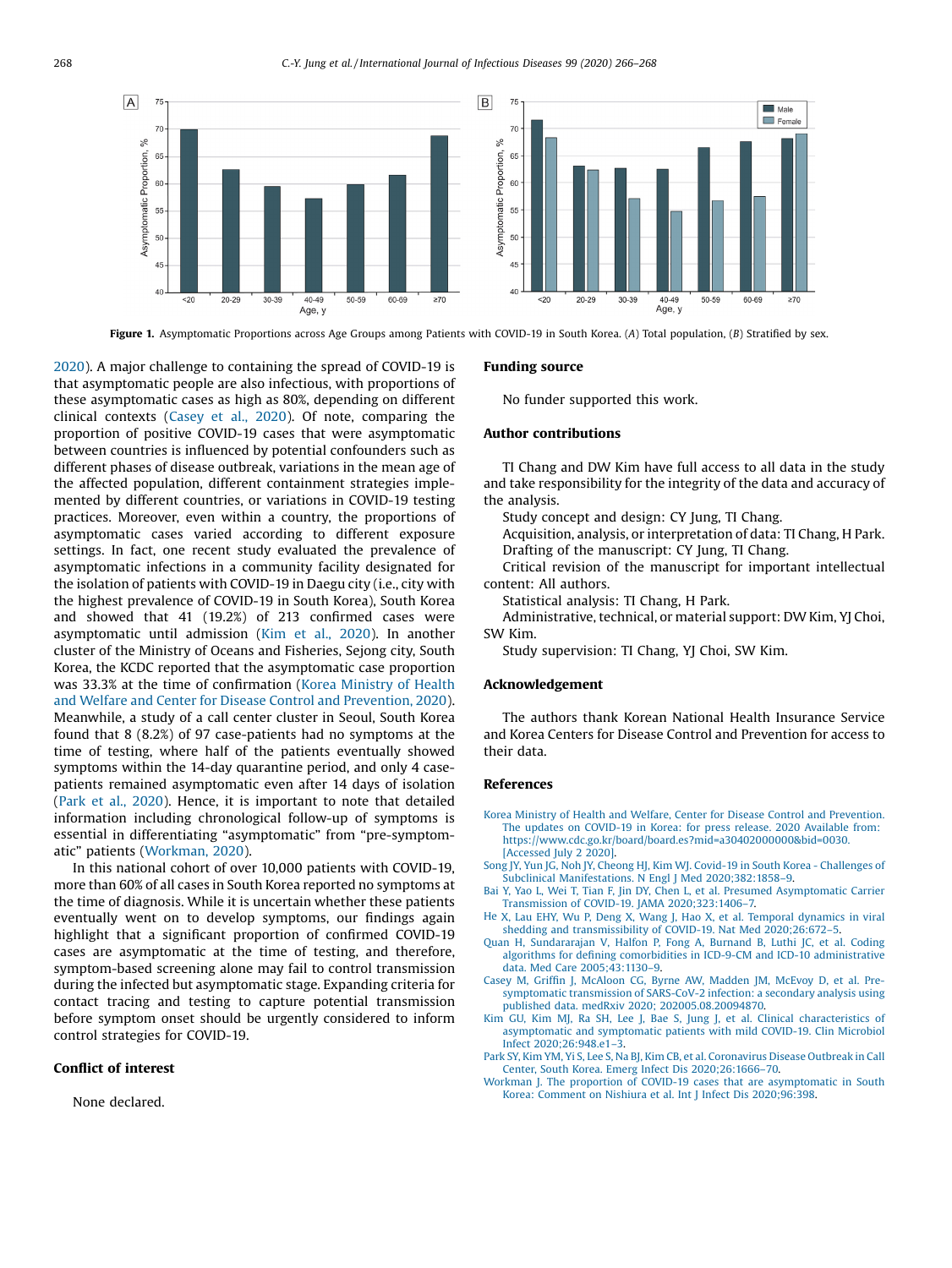A

75
70
65
60
55
50
45
40

Asymptomatic Proportion, %

<20 20-29 30-39 40-49 50-59 60-69 ≥70

Age, y

B

75
70
65
60
55
50
45
40

Asymptomatic Proportion, %

Male
Female

<20 20-29 30-39 40-49 50-59 60-69 ≥70

Age, y

**Figure 1.** Asymptomatic Proportions across Age Groups among Patients with COVID-19 in South Korea. (*A*) Total population, (*B*) Stratified by sex.

2020). A major challenge to containing the spread of COVID-19 is that asymptomatic people are also infectious, with proportions of these asymptomatic cases as high as 80%, depending on different clinical contexts (Casey et al., 2020). Of note, comparing the proportion of positive COVID-19 cases that were asymptomatic between countries is influenced by potential confounders such as different phases of disease outbreak, variations in the mean age of the affected population, different containment strategies implemented by different countries, or variations in COVID-19 testing practices. Moreover, even within a country, the proportions of asymptomatic cases varied according to different exposure settings. In fact, one recent study evaluated the prevalence of asymptomatic infections in a community facility designated for the isolation of patients with COVID-19 in Daegu city (i.e., city with the highest prevalence of COVID-19 in South Korea), South Korea and showed that 41 (19.2%) of 213 confirmed cases were asymptomatic until admission (Kim et al., 2020). In another cluster of the Ministry of Oceans and Fisheries, Sejong city, South Korea, the KCDC reported that the asymptomatic case proportion was 33.3% at the time of confirmation (Korea Ministry of Health and Welfare and Center for Disease Control and Prevention, 2020). Meanwhile, a study of a call center cluster in Seoul, South Korea found that 8 (8.2%) of 97 case-patients had no symptoms at the time of testing, where half of the patients eventually showed symptoms within the 14-day quarantine period, and only 4 case-patients remained asymptomatic even after 14 days of isolation (Park et al., 2020). Hence, it is important to note that detailed information including chronological follow-up of symptoms is essential in differentiating "asymptomatic" from "pre-symptomatic" patients (Workman, 2020).

In this national cohort of over 10,000 patients with COVID-19, more than 60% of all cases in South Korea reported no symptoms at the time of diagnosis. While it is uncertain whether these patients eventually went on to develop symptoms, our findings again highlight that a significant proportion of confirmed COVID-19 cases are asymptomatic at the time of testing, and therefore, symptom-based screening alone may fail to control transmission during the infected but asymptomatic stage. Expanding criteria for contact tracing and testing to capture potential transmission before symptom onset should be urgently considered to inform control strategies for COVID-19.

## Conflict of interest

None declared.

## Funding source

No funder supported this work.

## Author contributions

TI Chang and DW Kim have full access to all data in the study and take responsibility for the integrity of the data and accuracy of the analysis.

Study concept and design: CY Jung, TI Chang.

Acquisition, analysis, or interpretation of data: TI Chang, H Park.

Drafting of the manuscript: CY Jung, TI Chang.

Critical revision of the manuscript for important intellectual content: All authors.

Statistical analysis: TI Chang, H Park.

Administrative, technical, or material support: DW Kim, YJ Choi, SW Kim.

Study supervision: TI Chang, YJ Choi, SW Kim.

## Acknowledgement

The authors thank Korean National Health Insurance Service and Korea Centers for Disease Control and Prevention for access to their data.

## References

Korea Ministry of Health and Welfare, Center for Disease Control and Prevention. The updates on COVID-19 in Korea: for press release. 2020 Available from: https://www.cdc.go.kr/board/board.es?mid=a30402000000&bid=0030. [Accessed July 2 2020].

Song JY, Yun JG, Noh JY, Cheong HJ, Kim WJ. Covid-19 in South Korea - Challenges of Subclinical Manifestations. N Engl J Med 2020;382:1858–9.

Bai Y, Yao L, Wei T, Tian F, Jin DY, Chen L, et al. Presumed Asymptomatic Carrier Transmission of COVID-19. JAMA 2020;323:1406–7.

He X, Lau EHY, Wu P, Deng X, Wang J, Hao X, et al. Temporal dynamics in viral shedding and transmissibility of COVID-19. Nat Med 2020;26:672–5.

Quan H, Sundararajan V, Halfon P, Fong A, Burnand B, Luthi JC, et al. Coding algorithms for defining comorbidities in ICD-9-CM and ICD-10 administrative data. Med Care 2005;43:1130–9.

Casey M, Griffin J, McAloon CG, Byrne AW, Madden JM, McEvoy D, et al. Pre-symptomatic transmission of SARS-CoV-2 infection: a secondary analysis using published data. medRxiv 2020; 202005.08.20094870.

Kim GU, Kim MJ, Ra SH, Lee J, Bae S, Jung J, et al. Clinical characteristics of asymptomatic and symptomatic patients with mild COVID-19. Clin Microbiol Infect 2020;26:948.e1–3.

Park SY, Kim YM, Yi S, Lee S, Na BJ, Kim CB, et al. Coronavirus Disease Outbreak in Call Center, South Korea. Emerg Infect Dis 2020;26:1666–70.

Workman J. The proportion of COVID-19 cases that are asymptomatic in South Korea: Comment on Nishiura et al. Int J Infect Dis 2020;96:398.